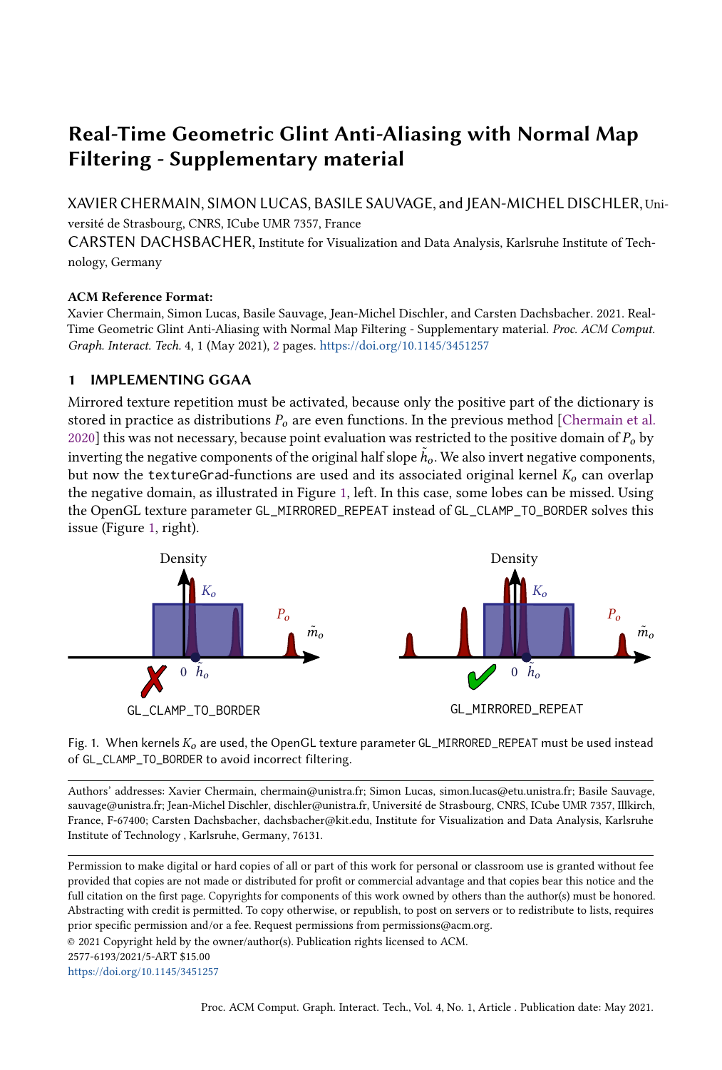# Real-Time Geometric Glint Anti-Aliasing with Normal Map Filtering - Supplementary material

XAVIER CHERMAIN, SIMON LUCAS, BASILE SAUVAGE, and JEAN-MICHEL DISCHLER, Université de Strasbourg, CNRS, ICube UMR 7357, France

CARSTEN DACHSBACHER, Institute for Visualization and Data Analysis, Karlsruhe Institute of Technology, Germany

**ACM Reference Format:**

Xavier Chermain, Simon Lucas, Basile Sauvage, Jean-Michel Dischler, and Carsten Dachsbacher. 2021. Real-Time Geometric Glint Anti-Aliasing with Normal Map Filtering - Supplementary material. *Proc. ACM Comput. Graph. Interact. Tech.* 4, 1 (May 2021), 2 pages. https://doi.org/10.1145/3451257

## 1 IMPLEMENTING GGAA

Mirrored texture repetition must be activated, because only the positive part of the dictionary is stored in practice as distributions $P_o$ are even functions. In the previous method [Chermain et al. 2020] this was not necessary, because point evaluation was restricted to the positive domain of $P_o$ by inverting the negative components of the original half slope $\tilde{h}_o$. We also invert negative components, but now the `textureGrad`-functions are used and its associated original kernel $K_o$ can overlap the negative domain, as illustrated in Figure 1, left. In this case, some lobes can be missed. Using the OpenGL texture parameter `GL_MIRRORED_REPEAT` instead of `GL_CLAMP_TO_BORDER` solves this issue (Figure 1, right).

Fig. 1. When kernels $K_o$ are used, the OpenGL texture parameter `GL_MIRRORED_REPEAT` must be used instead of `GL_CLAMP_TO_BORDER` to avoid incorrect filtering.

Authors' addresses: Xavier Chermain, chermain@unistra.fr; Simon Lucas, simon.lucas@etu.unistra.fr; Basile Sauvage, sauvage@unistra.fr; Jean-Michel Dischler, dischler@unistra.fr, Université de Strasbourg, CNRS, ICube UMR 7357, Illkirch, France, F-67400; Carsten Dachsbacher, dachsbacher@kit.edu, Institute for Visualization and Data Analysis, Karlsruhe Institute of Technology , Karlsruhe, Germany, 76131.

Permission to make digital or hard copies of all or part of this work for personal or classroom use is granted without fee provided that copies are not made or distributed for profit or commercial advantage and that copies bear this notice and the full citation on the first page. Copyrights for components of this work owned by others than the author(s) must be honored. Abstracting with credit is permitted. To copy otherwise, or republish, to post on servers or to redistribute to lists, requires prior specific permission and/or a fee. Request permissions from permissions@acm.org.

© 2021 Copyright held by the owner/author(s). Publication rights licensed to ACM.

2577-6193/2021/5-ART $15.00

https://doi.org/10.1145/3451257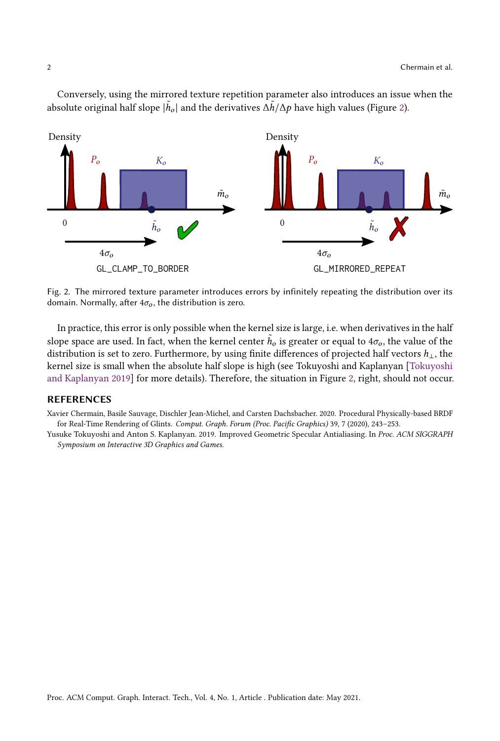Conversely, using the mirrored texture repetition parameter also introduces an issue when the absolute original half slope $|\tilde{h}_o|$ and the derivatives $\Delta\tilde{h}/\Delta p$ have high values (Figure 2).

Density

$P_o$

$K_o$

$\tilde{m}_o$

0

$\tilde{h}_o$

$4\sigma_o$

GL_CLAMP_TO_BORDER

Density

$P_o$

$K_o$

$\tilde{m}_o$

0

$\tilde{h}_o$

$4\sigma_o$

GL_MIRRORED_REPEAT

Fig. 2. The mirrored texture parameter introduces errors by infinitely repeating the distribution over its domain. Normally, after $4\sigma_o$, the distribution is zero.

In practice, this error is only possible when the kernel size is large, i.e. when derivatives in the half slope space are used. In fact, when the kernel center $\tilde{h}_o$ is greater or equal to $4\sigma_o$, the value of the distribution is set to zero. Furthermore, by using finite differences of projected half vectors $h_\perp$, the kernel size is small when the absolute half slope is high (see Tokuyoshi and Kaplanyan [Tokuyoshi and Kaplanyan 2019] for more details). Therefore, the situation in Figure 2, right, should not occur.

## REFERENCES

Xavier Chermain, Basile Sauvage, Dischler Jean-Michel, and Carsten Dachsbacher. 2020. Procedural Physically-based BRDF for Real-Time Rendering of Glints. *Comput. Graph. Forum (Proc. Pacific Graphics)* 39, 7 (2020), 243–253.

Yusuke Tokuyoshi and Anton S. Kaplanyan. 2019. Improved Geometric Specular Antialiasing. In *Proc. ACM SIGGRAPH Symposium on Interactive 3D Graphics and Games*.